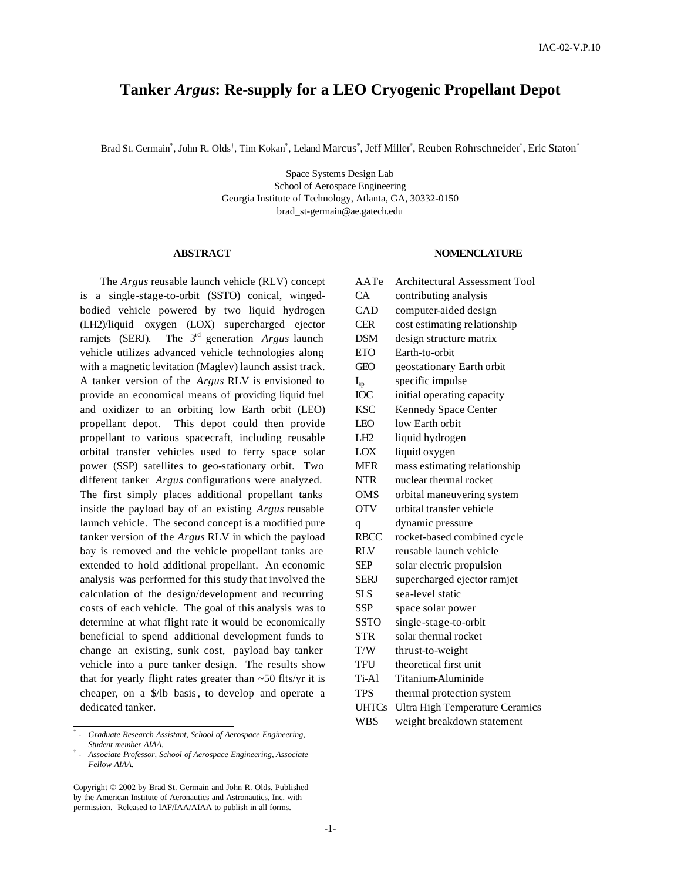# Tanker *Argus*: Re-supply for a LEO Cryogenic Propellant Depot

Brad St. Germain[*], John R. Olds[†], Tim Kokan[*], Leland Marcus[*], Jeff Miller[*], Reuben Rohrschneider[*], Eric Staton[*]

Space Systems Design Lab
School of Aerospace Engineering
Georgia Institute of Technology, Atlanta, GA, 30332-0150
brad_st-germain@ae.gatech.edu

## ABSTRACT

The *Argus* reusable launch vehicle (RLV) concept is a single-stage-to-orbit (SSTO) conical, winged-bodied vehicle powered by two liquid hydrogen (LH2)/liquid oxygen (LOX) supercharged ejector ramjets (SERJ). The 3rd generation *Argus* launch vehicle utilizes advanced vehicle technologies along with a magnetic levitation (Maglev) launch assist track. A tanker version of the *Argus* RLV is envisioned to provide an economical means of providing liquid fuel and oxidizer to an orbiting low Earth orbit (LEO) propellant depot. This depot could then provide propellant to various spacecraft, including reusable orbital transfer vehicles used to ferry space solar power (SSP) satellites to geo-stationary orbit. Two different tanker *Argus* configurations were analyzed. The first simply places additional propellant tanks inside the payload bay of an existing *Argus* reusable launch vehicle. The second concept is a modified pure tanker version of the *Argus* RLV in which the payload bay is removed and the vehicle propellant tanks are extended to hold additional propellant. An economic analysis was performed for this study that involved the calculation of the design/development and recurring costs of each vehicle. The goal of this analysis was to determine at what flight rate it would be economically beneficial to spend additional development funds to change an existing, sunk cost, payload bay tanker vehicle into a pure tanker design. The results show that for yearly flight rates greater than ~50 flts/yr it is cheaper, on a \$/lb basis, to develop and operate a dedicated tanker.

## NOMENCLATURE

| | |
|---|---|
| AATe | Architectural Assessment Tool |
| CA | contributing analysis |
| CAD | computer-aided design |
| CER | cost estimating relationship |
| DSM | design structure matrix |
| ETO | Earth-to-orbit |
| GEO | geostationary Earth orbit |
| $I_{sp}$ | specific impulse |
| IOC | initial operating capacity |
| KSC | Kennedy Space Center |
| LEO | low Earth orbit |
| LH2 | liquid hydrogen |
| LOX | liquid oxygen |
| MER | mass estimating relationship |
| NTR | nuclear thermal rocket |
| OMS | orbital maneuvering system |
| OTV | orbital transfer vehicle |
| q | dynamic pressure |
| RBCC | rocket-based combined cycle |
| RLV | reusable launch vehicle |
| SEP | solar electric propulsion |
| SERJ | supercharged ejector ramjet |
| SLS | sea-level static |
| SSP | space solar power |
| SSTO | single-stage-to-orbit |
| STR | solar thermal rocket |
| T/W | thrust-to-weight |
| TFU | theoretical first unit |
| Ti-Al | Titanium-Aluminide |
| TPS | thermal protection system |
| UHTCs | Ultra High Temperature Ceramics |
| WBS | weight breakdown statement |

[*] - *Graduate Research Assistant, School of Aerospace Engineering, Student member AIAA.*
[†] - *Associate Professor, School of Aerospace Engineering, Associate Fellow AIAA.*

Copyright © 2002 by Brad St. Germain and John R. Olds. Published by the American Institute of Aeronautics and Astronautics, Inc. with permission. Released to IAF/IAA/AIAA to publish in all forms.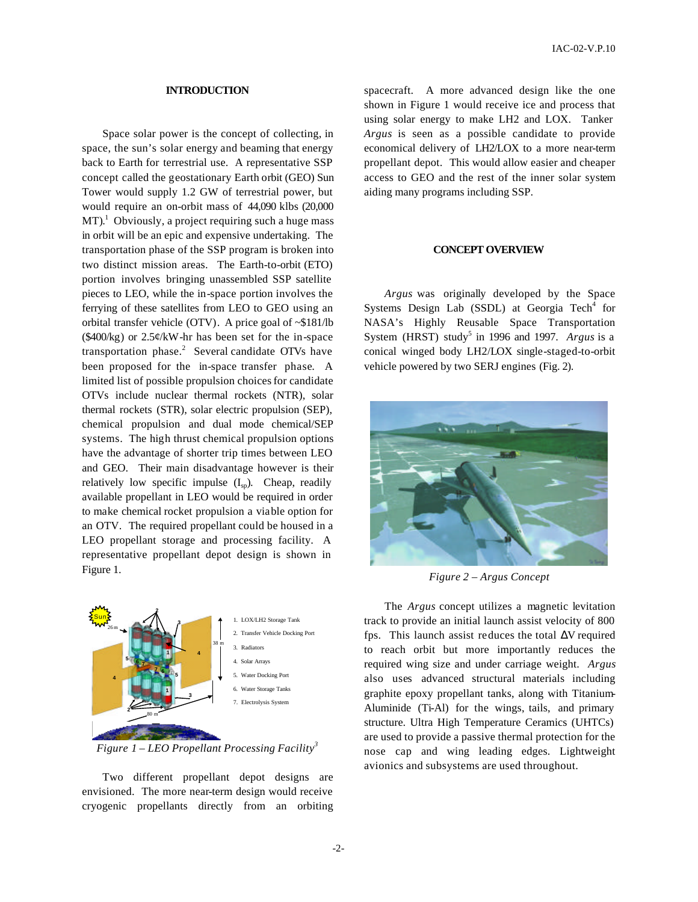## INTRODUCTION

Space solar power is the concept of collecting, in space, the sun's solar energy and beaming that energy back to Earth for terrestrial use. A representative SSP concept called the geostationary Earth orbit (GEO) Sun Tower would supply 1.2 GW of terrestrial power, but would require an on-orbit mass of 44,090 klbs (20,000 MT).[1] Obviously, a project requiring such a huge mass in orbit will be an epic and expensive undertaking. The transportation phase of the SSP program is broken into two distinct mission areas. The Earth-to-orbit (ETO) portion involves bringing unassembled SSP satellite pieces to LEO, while the in-space portion involves the ferrying of these satellites from LEO to GEO using an orbital transfer vehicle (OTV). A price goal of ~$181/lb ($400/kg) or 2.5¢/kW-hr has been set for the in-space transportation phase.[2] Several candidate OTVs have been proposed for the in-space transfer phase. A limited list of possible propulsion choices for candidate OTVs include nuclear thermal rockets (NTR), solar thermal rockets (STR), solar electric propulsion (SEP), chemical propulsion and dual mode chemical/SEP systems. The high thrust chemical propulsion options have the advantage of shorter trip times between LEO and GEO. Their main disadvantage however is their relatively low specific impulse ($I_{sp}$). Cheap, readily available propellant in LEO would be required in order to make chemical rocket propulsion a viable option for an OTV. The required propellant could be housed in a LEO propellant storage and processing facility. A representative propellant depot design is shown in Figure 1.

Sun
26 m
38 m
80 m
1. LOX/LH2 Storage Tank
2. Transfer Vehicle Docking Port
3. Radiators
4. Solar Arrays
5. Water Docking Port
6. Water Storage Tanks
7. Electrolysis System

*Figure 1 – LEO Propellant Processing Facility*[3]

Two different propellant depot designs are envisioned. The more near-term design would receive cryogenic propellants directly from an orbiting spacecraft. A more advanced design like the one shown in Figure 1 would receive ice and process that using solar energy to make LH2 and LOX. Tanker *Argus* is seen as a possible candidate to provide economical delivery of LH2/LOX to a more near-term propellant depot. This would allow easier and cheaper access to GEO and the rest of the inner solar system aiding many programs including SSP.

## CONCEPT OVERVIEW

*Argus* was originally developed by the Space Systems Design Lab (SSDL) at Georgia Tech[4] for NASA's Highly Reusable Space Transportation System (HRST) study[5] in 1996 and 1997. *Argus* is a conical winged body LH2/LOX single-staged-to-orbit vehicle powered by two SERJ engines (Fig. 2).

*Figure 2 – Argus Concept*

The *Argus* concept utilizes a magnetic levitation track to provide an initial launch assist velocity of 800 fps. This launch assist reduces the total ΔV required to reach orbit but more importantly reduces the required wing size and under carriage weight. *Argus* also uses advanced structural materials including graphite epoxy propellant tanks, along with Titanium-Aluminide (Ti-Al) for the wings, tails, and primary structure. Ultra High Temperature Ceramics (UHTCs) are used to provide a passive thermal protection for the nose cap and wing leading edges. Lightweight avionics and subsystems are used throughout.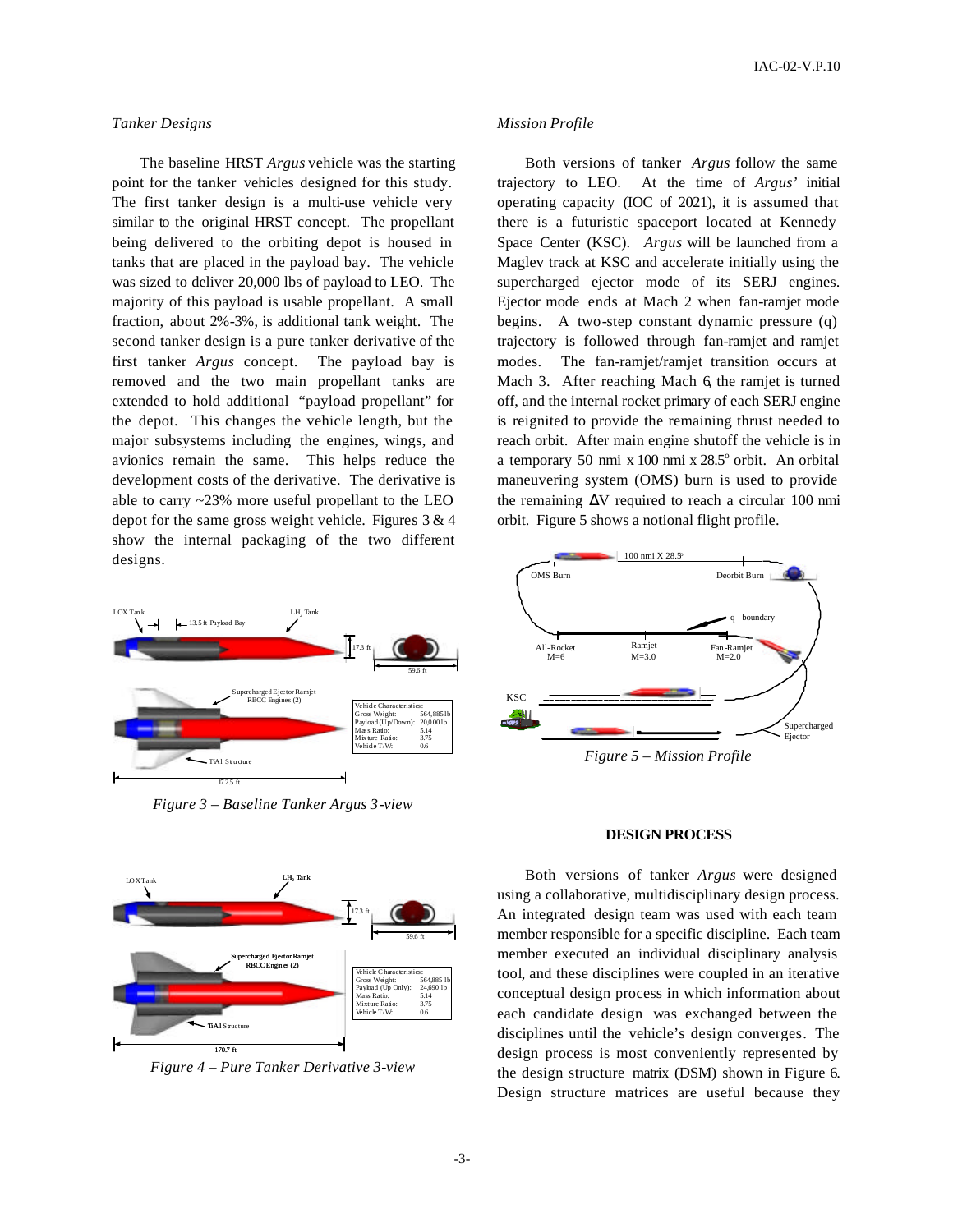*Tanker Designs*

The baseline HRST *Argus* vehicle was the starting point for the tanker vehicles designed for this study. The first tanker design is a multi-use vehicle very similar to the original HRST concept. The propellant being delivered to the orbiting depot is housed in tanks that are placed in the payload bay. The vehicle was sized to deliver 20,000 lbs of payload to LEO. The majority of this payload is usable propellant. A small fraction, about 2%-3%, is additional tank weight. The second tanker design is a pure tanker derivative of the first tanker *Argus* concept. The payload bay is removed and the two main propellant tanks are extended to hold additional "payload propellant" for the depot. This changes the vehicle length, but the major subsystems including the engines, wings, and avionics remain the same. This helps reduce the development costs of the derivative. The derivative is able to carry ~23% more useful propellant to the LEO depot for the same gross weight vehicle. Figures 3 & 4 show the internal packaging of the two different designs.

LOX Tank

13.5 ft Payload Bay

$LH_2$ Tank

17.3 ft

59.6 ft

Supercharged Ejector Ramjet RBCC Engines (2)

Vehicle Characteristics:
Gross Weight: 564,885 lb
Payload (Up/Down): 20,000 lb
Mass Ratio: 5.14
Mixture Ratio: 3.75
Vehicle T/W: 0.6

TiAl Structure

172.5 ft

*Figure 3 – Baseline Tanker Argus 3-view*

LOX Tank

$LH_2$ Tank

17.3 ft

59.6 ft

Supercharged Ejector Ramjet RBCC Engines (2)

Vehicle Characteristics:
Gross Weight: 564,885 lb
Payload (Up Only): 24,690 lb
Mass Ratio: 5.14
Mixture Ratio: 3.75
Vehicle T/W: 0.6

TiAl Structure

170.7 ft

*Figure 4 – Pure Tanker Derivative 3-view*

*Mission Profile*

Both versions of tanker *Argus* follow the same trajectory to LEO. At the time of *Argus'* initial operating capacity (IOC of 2021), it is assumed that there is a futuristic spaceport located at Kennedy Space Center (KSC). *Argus* will be launched from a Maglev track at KSC and accelerate initially using the supercharged ejector mode of its SERJ engines. Ejector mode ends at Mach 2 when fan-ramjet mode begins. A two-step constant dynamic pressure (q) trajectory is followed through fan-ramjet and ramjet modes. The fan-ramjet/ramjet transition occurs at Mach 3. After reaching Mach 6, the ramjet is turned off, and the internal rocket primary of each SERJ engine is reignited to provide the remaining thrust needed to reach orbit. After main engine shutoff the vehicle is in a temporary 50 nmi x 100 nmi x 28.5° orbit. An orbital maneuvering system (OMS) burn is used to provide the remaining ΔV required to reach a circular 100 nmi orbit. Figure 5 shows a notional flight profile.

100 nmi X 28.5°

OMS Burn

Deorbit Burn

q - boundary

All-Rocket M=6

Ramjet M=3.0

Fan-Ramjet M=2.0

KSC

Supercharged Ejector

*Figure 5 – Mission Profile*

**DESIGN PROCESS**

Both versions of tanker *Argus* were designed using a collaborative, multidisciplinary design process. An integrated design team was used with each team member responsible for a specific discipline. Each team member executed an individual disciplinary analysis tool, and these disciplines were coupled in an iterative conceptual design process in which information about each candidate design was exchanged between the disciplines until the vehicle's design converges. The design process is most conveniently represented by the design structure matrix (DSM) shown in Figure 6. Design structure matrices are useful because they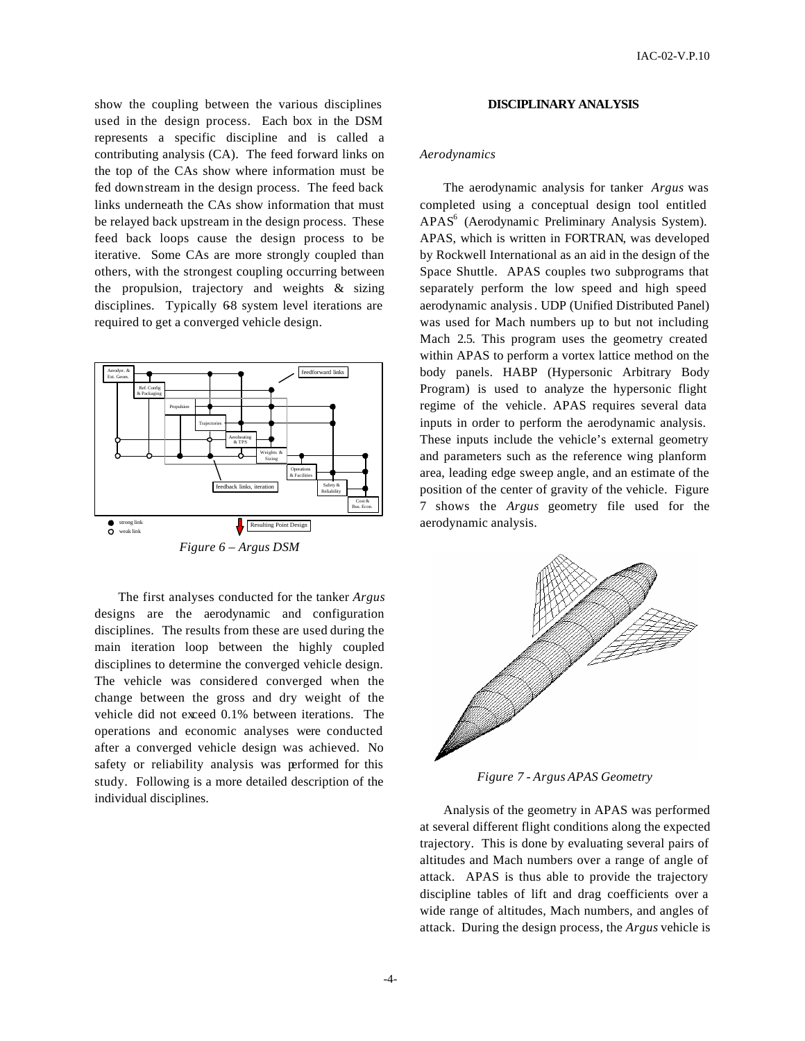show the coupling between the various disciplines used in the design process. Each box in the DSM represents a specific discipline and is called a contributing analysis (CA). The feed forward links on the top of the CAs show where information must be fed downstream in the design process. The feed back links underneath the CAs show information that must be relayed back upstream in the design process. These feed back loops cause the design process to be iterative. Some CAs are more strongly coupled than others, with the strongest coupling occurring between the propulsion, trajectory and weights & sizing disciplines. Typically 6-8 system level iterations are required to get a converged vehicle design.

Aerodyn. & Ext. Geom.
Ref. Config & Packaging
Propulsion
Trajectories
Aeroheating & TPS
Weights & Sizing
Operations & Facilities
Safety & Reliability
Cost & Bus. Econ.
feedforward links
feedback links, iteration
strong link
weak link
Resulting Point Design

*Figure 6 – Argus DSM*

The first analyses conducted for the tanker *Argus* designs are the aerodynamic and configuration disciplines. The results from these are used during the main iteration loop between the highly coupled disciplines to determine the converged vehicle design. The vehicle was considered converged when the change between the gross and dry weight of the vehicle did not exceed 0.1% between iterations. The operations and economic analyses were conducted after a converged vehicle design was achieved. No safety or reliability analysis was performed for this study. Following is a more detailed description of the individual disciplines.

## DISCIPLINARY ANALYSIS

### *Aerodynamics*

The aerodynamic analysis for tanker *Argus* was completed using a conceptual design tool entitled APAS[6] (Aerodynamic Preliminary Analysis System). APAS, which is written in FORTRAN, was developed by Rockwell International as an aid in the design of the Space Shuttle. APAS couples two subprograms that separately perform the low speed and high speed aerodynamic analysis. UDP (Unified Distributed Panel) was used for Mach numbers up to but not including Mach 2.5. This program uses the geometry created within APAS to perform a vortex lattice method on the body panels. HABP (Hypersonic Arbitrary Body Program) is used to analyze the hypersonic flight regime of the vehicle. APAS requires several data inputs in order to perform the aerodynamic analysis. These inputs include the vehicle's external geometry and parameters such as the reference wing planform area, leading edge sweep angle, and an estimate of the position of the center of gravity of the vehicle. Figure 7 shows the *Argus* geometry file used for the aerodynamic analysis.

*Figure 7 - Argus APAS Geometry*

Analysis of the geometry in APAS was performed at several different flight conditions along the expected trajectory. This is done by evaluating several pairs of altitudes and Mach numbers over a range of angle of attack. APAS is thus able to provide the trajectory discipline tables of lift and drag coefficients over a wide range of altitudes, Mach numbers, and angles of attack. During the design process, the *Argus* vehicle is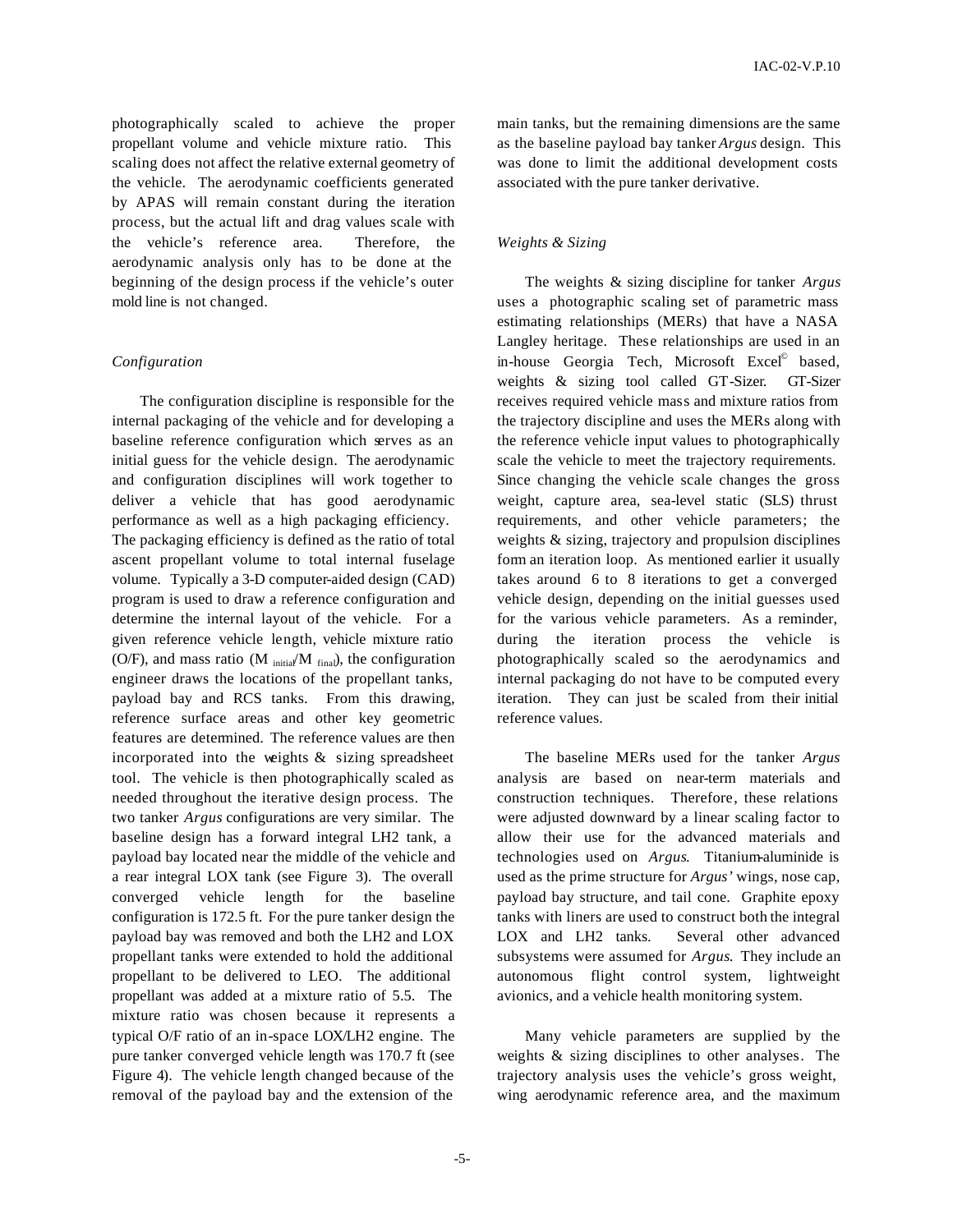photographically scaled to achieve the proper propellant volume and vehicle mixture ratio. This scaling does not affect the relative external geometry of the vehicle. The aerodynamic coefficients generated by APAS will remain constant during the iteration process, but the actual lift and drag values scale with the vehicle's reference area. Therefore, the aerodynamic analysis only has to be done at the beginning of the design process if the vehicle's outer mold line is not changed.

### *Configuration*

The configuration discipline is responsible for the internal packaging of the vehicle and for developing a baseline reference configuration which serves as an initial guess for the vehicle design. The aerodynamic and configuration disciplines will work together to deliver a vehicle that has good aerodynamic performance as well as a high packaging efficiency. The packaging efficiency is defined as the ratio of total ascent propellant volume to total internal fuselage volume. Typically a 3-D computer-aided design (CAD) program is used to draw a reference configuration and determine the internal layout of the vehicle. For a given reference vehicle length, vehicle mixture ratio (O/F), and mass ratio ($M_{initial}/M_{final}$), the configuration engineer draws the locations of the propellant tanks, payload bay and RCS tanks. From this drawing, reference surface areas and other key geometric features are determined. The reference values are then incorporated into the weights & sizing spreadsheet tool. The vehicle is then photographically scaled as needed throughout the iterative design process. The two tanker *Argus* configurations are very similar. The baseline design has a forward integral LH2 tank, a payload bay located near the middle of the vehicle and a rear integral LOX tank (see Figure 3). The overall converged vehicle length for the baseline configuration is 172.5 ft. For the pure tanker design the payload bay was removed and both the LH2 and LOX propellant tanks were extended to hold the additional propellant to be delivered to LEO. The additional propellant was added at a mixture ratio of 5.5. The mixture ratio was chosen because it represents a typical O/F ratio of an in-space LOX/LH2 engine. The pure tanker converged vehicle length was 170.7 ft (see Figure 4). The vehicle length changed because of the removal of the payload bay and the extension of the main tanks, but the remaining dimensions are the same as the baseline payload bay tanker *Argus* design. This was done to limit the additional development costs associated with the pure tanker derivative.

### *Weights & Sizing*

The weights & sizing discipline for tanker *Argus* uses a photographic scaling set of parametric mass estimating relationships (MERs) that have a NASA Langley heritage. These relationships are used in an in-house Georgia Tech, Microsoft Excel© based, weights & sizing tool called GT-Sizer. GT-Sizer receives required vehicle mass and mixture ratios from the trajectory discipline and uses the MERs along with the reference vehicle input values to photographically scale the vehicle to meet the trajectory requirements. Since changing the vehicle scale changes the gross weight, capture area, sea-level static (SLS) thrust requirements, and other vehicle parameters; the weights & sizing, trajectory and propulsion disciplines form an iteration loop. As mentioned earlier it usually takes around 6 to 8 iterations to get a converged vehicle design, depending on the initial guesses used for the various vehicle parameters. As a reminder, during the iteration process the vehicle is photographically scaled so the aerodynamics and internal packaging do not have to be computed every iteration. They can just be scaled from their initial reference values.

The baseline MERs used for the tanker *Argus* analysis are based on near-term materials and construction techniques. Therefore, these relations were adjusted downward by a linear scaling factor to allow their use for the advanced materials and technologies used on *Argus*. Titanium-aluminide is used as the prime structure for *Argus'* wings, nose cap, payload bay structure, and tail cone. Graphite epoxy tanks with liners are used to construct both the integral LOX and LH2 tanks. Several other advanced subsystems were assumed for *Argus*. They include an autonomous flight control system, lightweight avionics, and a vehicle health monitoring system.

Many vehicle parameters are supplied by the weights & sizing disciplines to other analyses. The trajectory analysis uses the vehicle's gross weight, wing aerodynamic reference area, and the maximum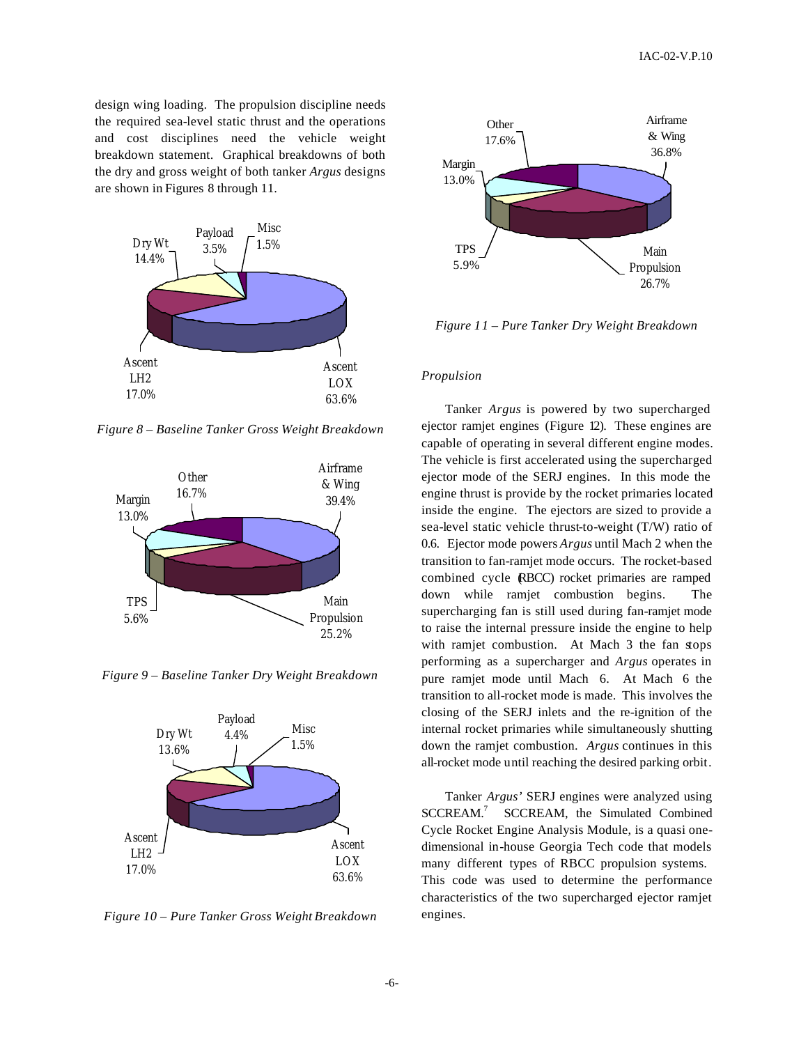design wing loading. The propulsion discipline needs the required sea-level static thrust and the operations and cost disciplines need the vehicle weight breakdown statement. Graphical breakdowns of both the dry and gross weight of both tanker *Argus* designs are shown in Figures 8 through 11.

Dry Wt
14.4%
Payload
3.5%
Misc
1.5%
Ascent
LH2
17.0%
Ascent
LOX
63.6%

*Figure 8 – Baseline Tanker Gross Weight Breakdown*

Other
16.7%
Airframe
& Wing
39.4%
Margin
13.0%
TPS
5.6%
Main
Propulsion
25.2%

*Figure 9 – Baseline Tanker Dry Weight Breakdown*

Dry Wt
13.6%
Payload
4.4%
Misc
1.5%
Ascent
LH2
17.0%
Ascent
LOX
63.6%

*Figure 10 – Pure Tanker Gross Weight Breakdown*

Other
17.6%
Airframe
& Wing
36.8%
Margin
13.0%
TPS
5.9%
Main
Propulsion
26.7%

*Figure 11 – Pure Tanker Dry Weight Breakdown*

### *Propulsion*

Tanker *Argus* is powered by two supercharged ejector ramjet engines (Figure 12). These engines are capable of operating in several different engine modes. The vehicle is first accelerated using the supercharged ejector mode of the SERJ engines. In this mode the engine thrust is provide by the rocket primaries located inside the engine. The ejectors are sized to provide a sea-level static vehicle thrust-to-weight (T/W) ratio of 0.6. Ejector mode powers *Argus* until Mach 2 when the transition to fan-ramjet mode occurs. The rocket-based combined cycle (RBCC) rocket primaries are ramped down while ramjet combustion begins. The supercharging fan is still used during fan-ramjet mode to raise the internal pressure inside the engine to help with ramjet combustion. At Mach 3 the fan stops performing as a supercharger and *Argus* operates in pure ramjet mode until Mach 6. At Mach 6 the transition to all-rocket mode is made. This involves the closing of the SERJ inlets and the re-ignition of the internal rocket primaries while simultaneously shutting down the ramjet combustion. *Argus* continues in this all-rocket mode until reaching the desired parking orbit.

Tanker *Argus'* SERJ engines were analyzed using SCCREAM.[7] SCCREAM, the Simulated Combined Cycle Rocket Engine Analysis Module, is a quasi one-dimensional in-house Georgia Tech code that models many different types of RBCC propulsion systems. This code was used to determine the performance characteristics of the two supercharged ejector ramjet engines.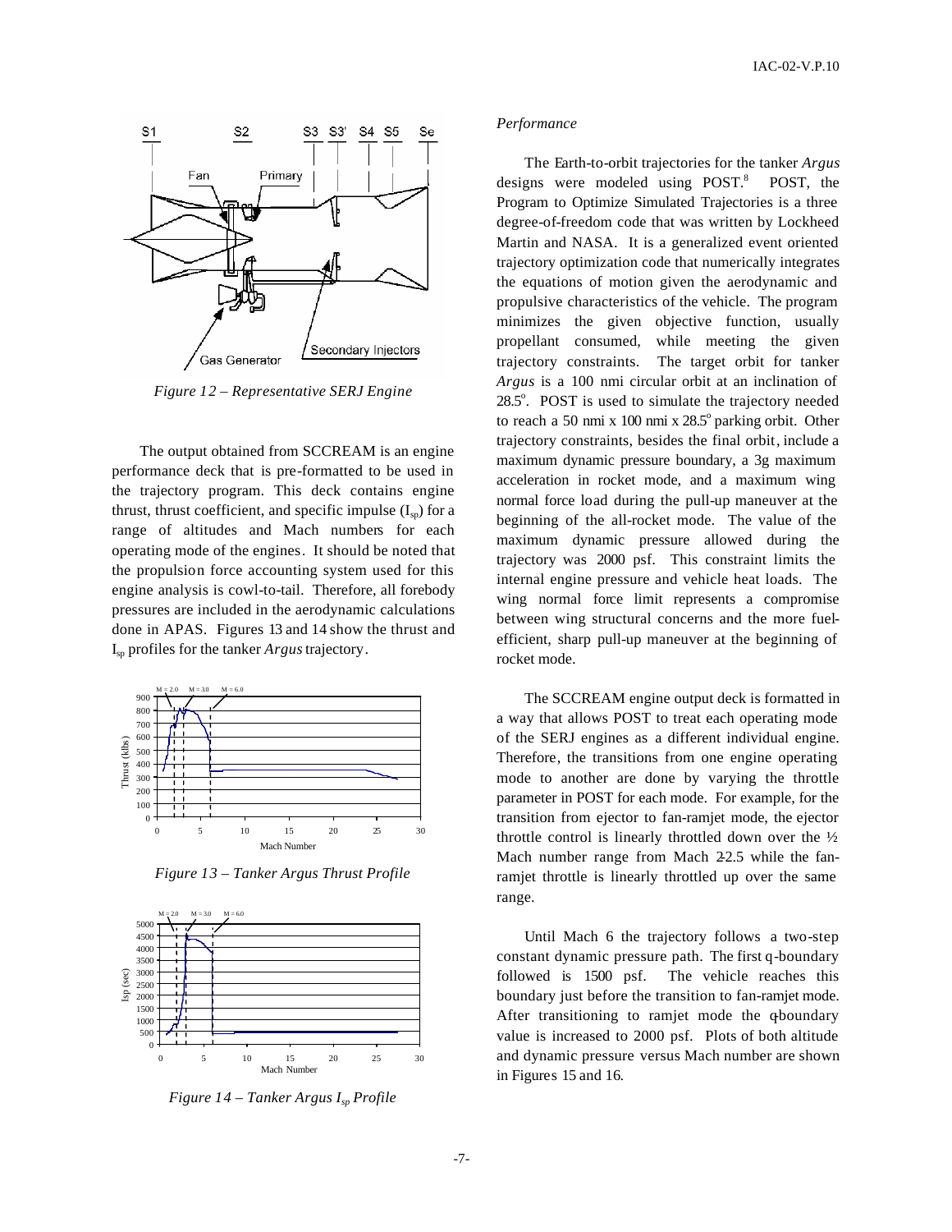S1 S2 S3 S3' S4 S5 Se

Fan

Primary

Gas Generator

Secondary Injectors

*Figure 12 – Representative SERJ Engine*

The output obtained from SCCREAM is an engine performance deck that is pre-formatted to be used in the trajectory program. This deck contains engine thrust, thrust coefficient, and specific impulse ($I_{sp}$) for a range of altitudes and Mach numbers for each operating mode of the engines. It should be noted that the propulsion force accounting system used for this engine analysis is cowl-to-tail. Therefore, all forebody pressures are included in the aerodynamic calculations done in APAS. Figures 13 and 14 show the thrust and $I_{sp}$ profiles for the tanker *Argus* trajectory.

M = 2.0 M = 3.0 M = 6.0

Thrust (klbs)

0 100 200 300 400 500 600 700 800 900

0 5 10 15 20 25 30

Mach Number

*Figure 13 – Tanker Argus Thrust Profile*

M = 2.0 M = 3.0 M = 6.0

Isp (sec)

0 500 1000 1500 2000 2500 3000 3500 4000 4500 5000

0 5 10 15 20 25 30

Mach Number

*Figure 14 – Tanker Argus $I_{sp}$ Profile*

*Performance*

The Earth-to-orbit trajectories for the tanker *Argus* designs were modeled using POST.[8] POST, the Program to Optimize Simulated Trajectories is a three degree-of-freedom code that was written by Lockheed Martin and NASA. It is a generalized event oriented trajectory optimization code that numerically integrates the equations of motion given the aerodynamic and propulsive characteristics of the vehicle. The program minimizes the given objective function, usually propellant consumed, while meeting the given trajectory constraints. The target orbit for tanker *Argus* is a 100 nmi circular orbit at an inclination of 28.5°. POST is used to simulate the trajectory needed to reach a 50 nmi x 100 nmi x 28.5° parking orbit. Other trajectory constraints, besides the final orbit, include a maximum dynamic pressure boundary, a 3g maximum acceleration in rocket mode, and a maximum wing normal force load during the pull-up maneuver at the beginning of the all-rocket mode. The value of the maximum dynamic pressure allowed during the trajectory was 2000 psf. This constraint limits the internal engine pressure and vehicle heat loads. The wing normal force limit represents a compromise between wing structural concerns and the more fuel-efficient, sharp pull-up maneuver at the beginning of rocket mode.

The SCCREAM engine output deck is formatted in a way that allows POST to treat each operating mode of the SERJ engines as a different individual engine. Therefore, the transitions from one engine operating mode to another are done by varying the throttle parameter in POST for each mode. For example, for the transition from ejector to fan-ramjet mode, the ejector throttle control is linearly throttled down over the ½ Mach number range from Mach 2-2.5 while the fan-ramjet throttle is linearly throttled up over the same range.

Until Mach 6 the trajectory follows a two-step constant dynamic pressure path. The first q-boundary followed is 1500 psf. The vehicle reaches this boundary just before the transition to fan-ramjet mode. After transitioning to ramjet mode the q-boundary value is increased to 2000 psf. Plots of both altitude and dynamic pressure versus Mach number are shown in Figures 15 and 16.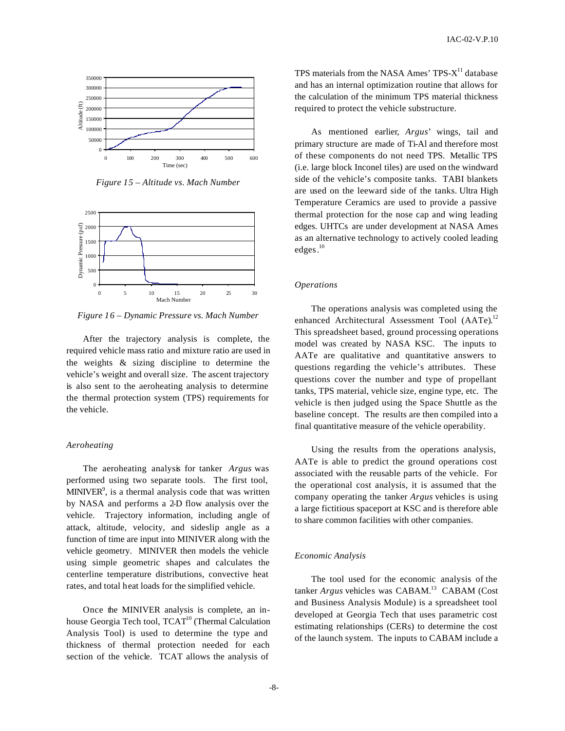350000
300000
250000
200000
150000
100000
50000
0
Altitude (ft)
0 100 200 300 400 500 600
Time (sec)

*Figure 15 – Altitude vs. Mach Number*

2500
2000
1500
1000
500
0
Dynamic Pressure (psf)
0 5 10 15 20 25 30
Mach Number

*Figure 16 – Dynamic Pressure vs. Mach Number*

After the trajectory analysis is complete, the required vehicle mass ratio and mixture ratio are used in the weights & sizing discipline to determine the vehicle's weight and overall size. The ascent trajectory is also sent to the aeroheating analysis to determine the thermal protection system (TPS) requirements for the vehicle.

### *Aeroheating*

The aeroheating analysis for tanker *Argus* was performed using two separate tools. The first tool, MINIVER[9], is a thermal analysis code that was written by NASA and performs a 2-D flow analysis over the vehicle. Trajectory information, including angle of attack, altitude, velocity, and sideslip angle as a function of time are input into MINIVER along with the vehicle geometry. MINIVER then models the vehicle using simple geometric shapes and calculates the centerline temperature distributions, convective heat rates, and total heat loads for the simplified vehicle.

Once the MINIVER analysis is complete, an in-house Georgia Tech tool, TCAT[10] (Thermal Calculation Analysis Tool) is used to determine the type and thickness of thermal protection needed for each section of the vehicle. TCAT allows the analysis of TPS materials from the NASA Ames' TPS-X[11] database and has an internal optimization routine that allows for the calculation of the minimum TPS material thickness required to protect the vehicle substructure.

As mentioned earlier, *Argus*' wings, tail and primary structure are made of Ti-Al and therefore most of these components do not need TPS. Metallic TPS (i.e. large block Inconel tiles) are used on the windward side of the vehicle's composite tanks. TABI blankets are used on the leeward side of the tanks. Ultra High Temperature Ceramics are used to provide a passive thermal protection for the nose cap and wing leading edges. UHTCs are under development at NASA Ames as an alternative technology to actively cooled leading edges.[10]

### *Operations*

The operations analysis was completed using the enhanced Architectural Assessment Tool (AATe).[12] This spreadsheet based, ground processing operations model was created by NASA KSC. The inputs to AATe are qualitative and quantitative answers to questions regarding the vehicle's attributes. These questions cover the number and type of propellant tanks, TPS material, vehicle size, engine type, etc. The vehicle is then judged using the Space Shuttle as the baseline concept. The results are then compiled into a final quantitative measure of the vehicle operability.

Using the results from the operations analysis, AATe is able to predict the ground operations cost associated with the reusable parts of the vehicle. For the operational cost analysis, it is assumed that the company operating the tanker *Argus* vehicles is using a large fictitious spaceport at KSC and is therefore able to share common facilities with other companies.

### *Economic Analysis*

The tool used for the economic analysis of the tanker *Argus* vehicles was CABAM.[13] CABAM (Cost and Business Analysis Module) is a spreadsheet tool developed at Georgia Tech that uses parametric cost estimating relationships (CERs) to determine the cost of the launch system. The inputs to CABAM include a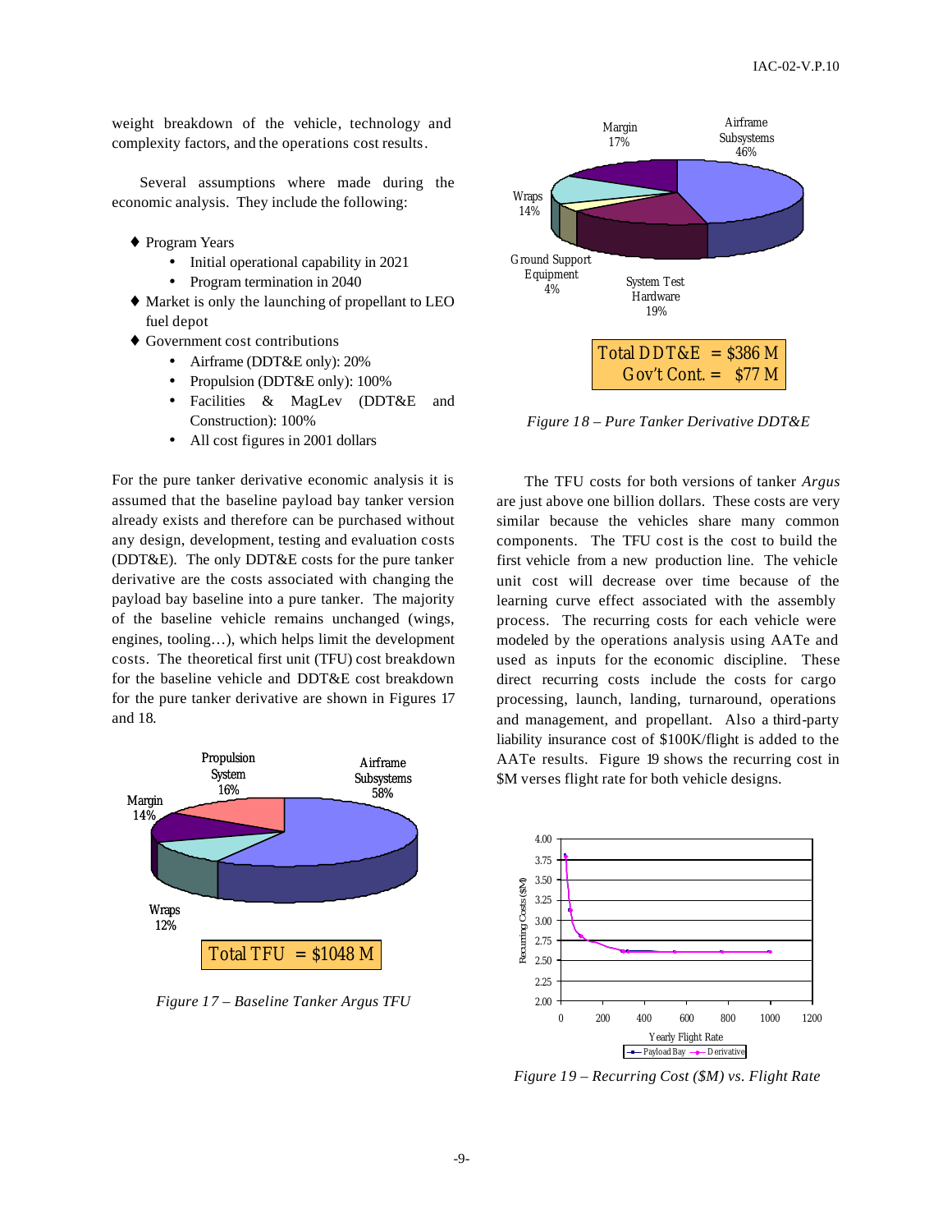weight breakdown of the vehicle, technology and complexity factors, and the operations cost results.

Several assumptions where made during the economic analysis. They include the following:

- Program Years
  - Initial operational capability in 2021
  - Program termination in 2040
- Market is only the launching of propellant to LEO fuel depot
- Government cost contributions
  - Airframe (DDT&E only): 20%
  - Propulsion (DDT&E only): 100%
  - Facilities & MagLev (DDT&E and Construction): 100%
  - All cost figures in 2001 dollars

For the pure tanker derivative economic analysis it is assumed that the baseline payload bay tanker version already exists and therefore can be purchased without any design, development, testing and evaluation costs (DDT&E). The only DDT&E costs for the pure tanker derivative are the costs associated with changing the payload bay baseline into a pure tanker. The majority of the baseline vehicle remains unchanged (wings, engines, tooling…), which helps limit the development costs. The theoretical first unit (TFU) cost breakdown for the baseline vehicle and DDT&E cost breakdown for the pure tanker derivative are shown in Figures 17 and 18.

Propulsion System 16%
Airframe Subsystems 58%
Margin 14%
Wraps 12%
Total TFU = $1048 M

*Figure 17 – Baseline Tanker Argus TFU*

Margin 17%
Airframe Subsystems 46%
Wraps 14%
Ground Support Equipment 4%
System Test Hardware 19%
Total DDT&E = $386 M
Gov't Cont. = $77 M

*Figure 18 – Pure Tanker Derivative DDT&E*

The TFU costs for both versions of tanker *Argus* are just above one billion dollars. These costs are very similar because the vehicles share many common components. The TFU cost is the cost to build the first vehicle from a new production line. The vehicle unit cost will decrease over time because of the learning curve effect associated with the assembly process. The recurring costs for each vehicle were modeled by the operations analysis using AATe and used as inputs for the economic discipline. These direct recurring costs include the costs for cargo processing, launch, landing, turnaround, operations and management, and propellant. Also a third-party liability insurance cost of $100K/flight is added to the AATe results. Figure 19 shows the recurring cost in $M verses flight rate for both vehicle designs.

Recurring Costs ($M)
4.00
3.75
3.50
3.25
3.00
2.75
2.50
2.25
2.00
0
200
400
600
800
1000
1200
Yearly Flight Rate
Payload Bay
Derivative

*Figure 19 – Recurring Cost ($M) vs. Flight Rate*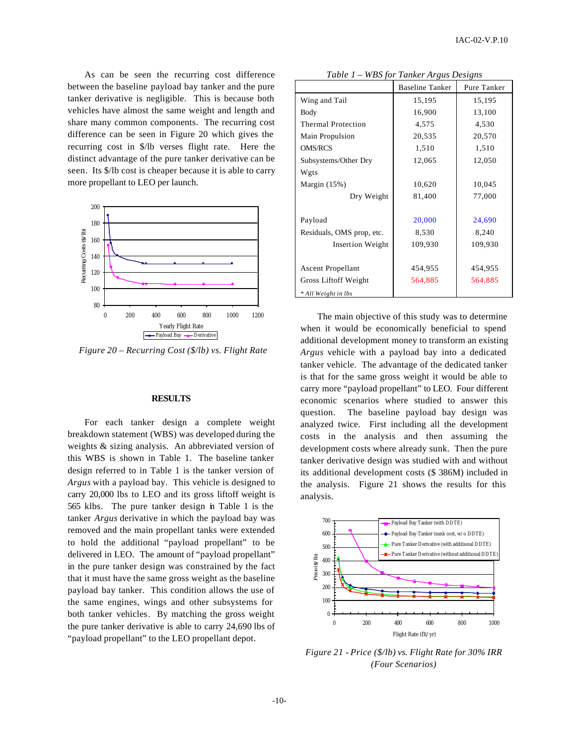As can be seen the recurring cost difference between the baseline payload bay tanker and the pure tanker derivative is negligible. This is because both vehicles have almost the same weight and length and share many common components. The recurring cost difference can be seen in Figure 20 which gives the recurring cost in $/lb verses flight rate. Here the distinct advantage of the pure tanker derivative can be seen. Its $/lb cost is cheaper because it is able to carry more propellant to LEO per launch.

*Figure 20 – Recurring Cost ($/lb) vs. Flight Rate*

## RESULTS

For each tanker design a complete weight breakdown statement (WBS) was developed during the weights & sizing analysis. An abbreviated version of this WBS is shown in Table 1. The baseline tanker design referred to in Table 1 is the tanker version of *Argus* with a payload bay. This vehicle is designed to carry 20,000 lbs to LEO and its gross liftoff weight is 565 klbs. The pure tanker design in Table 1 is the tanker *Argus* derivative in which the payload bay was removed and the main propellant tanks were extended to hold the additional "payload propellant" to be delivered in LEO. The amount of "payload propellant" in the pure tanker design was constrained by the fact that it must have the same gross weight as the baseline payload bay tanker. This condition allows the use of the same engines, wings and other subsystems for both tanker vehicles. By matching the gross weight the pure tanker derivative is able to carry 24,690 lbs of "payload propellant" to the LEO propellant depot.

*Table 1 – WBS for Tanker Argus Designs*

| | Baseline Tanker | Pure Tanker |
|---|---|---|
| Wing and Tail | 15,195 | 15,195 |
| Body | 16,900 | 13,100 |
| Thermal Protection | 4,575 | 4,530 |
| Main Propulsion | 20,535 | 20,570 |
| OMS/RCS | 1,510 | 1,510 |
| Subsystems/Other Dry Wgts | 12,065 | 12,050 |
| Margin (15%) | 10,620 | 10,045 |
| Dry Weight | 81,400 | 77,000 |
| | | |
| Payload | 20,000 | 24,690 |
| Residuals, OMS prop, etc. | 8,530 | 8,240 |
| Insertion Weight | 109,930 | 109,930 |
| | | |
| Ascent Propellant | 454,955 | 454,955 |
| Gross Liftoff Weight | 564,885 | 564,885 |
| *\* All Weight in lbs* | | |

The main objective of this study was to determine when it would be economically beneficial to spend additional development money to transform an existing *Argus* vehicle with a payload bay into a dedicated tanker vehicle. The advantage of the dedicated tanker is that for the same gross weight it would be able to carry more "payload propellant" to LEO. Four different economic scenarios where studied to answer this question. The baseline payload bay design was analyzed twice. First including all the development costs in the analysis and then assuming the development costs where already sunk. Then the pure tanker derivative design was studied with and without its additional development costs ($ 386M) included in the analysis. Figure 21 shows the results for this analysis.

*Figure 21 - Price ($/lb) vs. Flight Rate for 30% IRR (Four Scenarios)*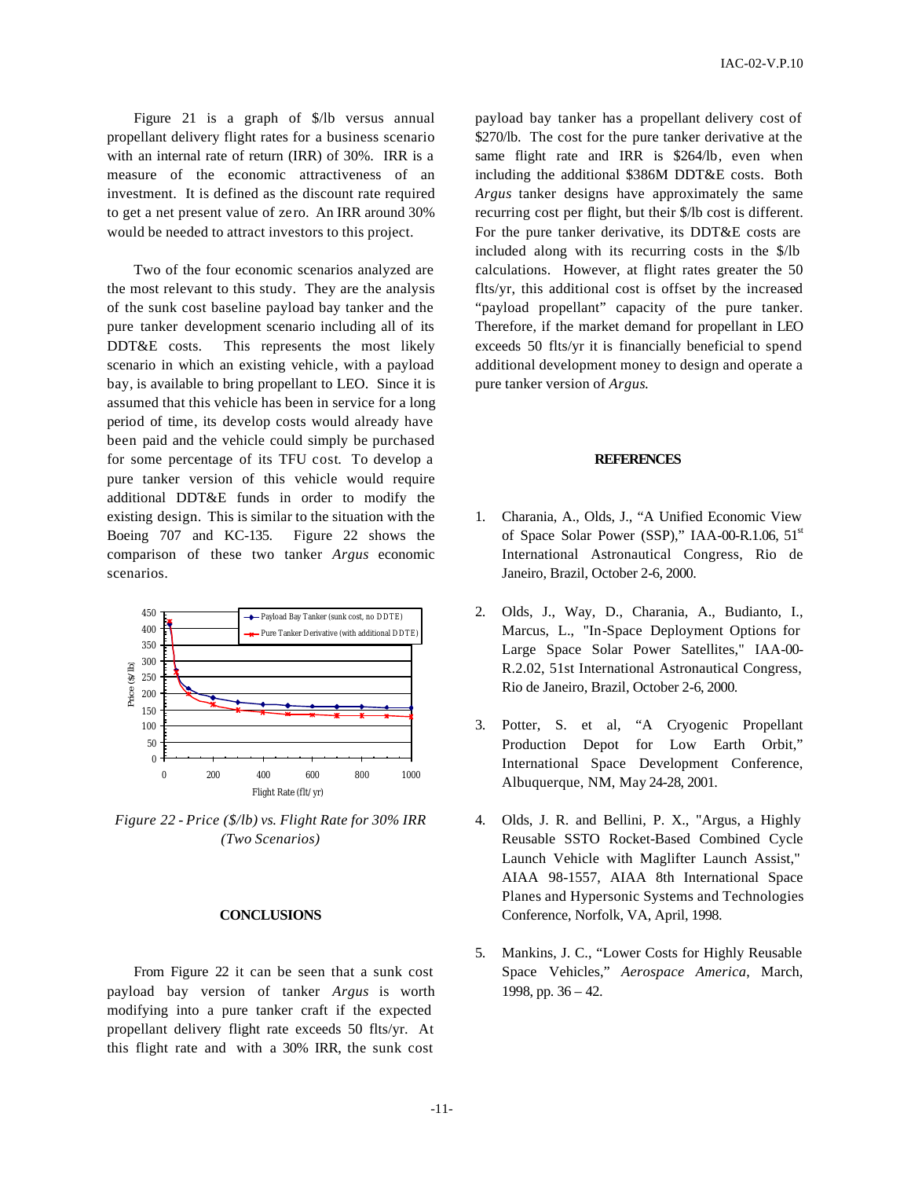Figure 21 is a graph of \$/lb versus annual propellant delivery flight rates for a business scenario with an internal rate of return (IRR) of 30%. IRR is a measure of the economic attractiveness of an investment. It is defined as the discount rate required to get a net present value of zero. An IRR around 30% would be needed to attract investors to this project.

Two of the four economic scenarios analyzed are the most relevant to this study. They are the analysis of the sunk cost baseline payload bay tanker and the pure tanker development scenario including all of its DDT&E costs. This represents the most likely scenario in which an existing vehicle, with a payload bay, is available to bring propellant to LEO. Since it is assumed that this vehicle has been in service for a long period of time, its develop costs would already have been paid and the vehicle could simply be purchased for some percentage of its TFU cost. To develop a pure tanker version of this vehicle would require additional DDT&E funds in order to modify the existing design. This is similar to the situation with the Boeing 707 and KC-135. Figure 22 shows the comparison of these two tanker *Argus* economic scenarios.

Payload Bay Tanker (sunk cost, no DDTE)
Pure Tanker Derivative (with additional DDTE)
Price (\$/lb)
450
400
350
300
250
200
150
100
50
0
0 200 400 600 800 1000
Flight Rate (flt/yr)

*Figure 22 - Price (\$/lb) vs. Flight Rate for 30% IRR (Two Scenarios)*

## CONCLUSIONS

From Figure 22 it can be seen that a sunk cost payload bay version of tanker *Argus* is worth modifying into a pure tanker craft if the expected propellant delivery flight rate exceeds 50 flts/yr. At this flight rate and with a 30% IRR, the sunk cost payload bay tanker has a propellant delivery cost of \$270/lb. The cost for the pure tanker derivative at the same flight rate and IRR is \$264/lb, even when including the additional \$386M DDT&E costs. Both *Argus* tanker designs have approximately the same recurring cost per flight, but their \$/lb cost is different. For the pure tanker derivative, its DDT&E costs are included along with its recurring costs in the \$/lb calculations. However, at flight rates greater the 50 flts/yr, this additional cost is offset by the increased "payload propellant" capacity of the pure tanker. Therefore, if the market demand for propellant in LEO exceeds 50 flts/yr it is financially beneficial to spend additional development money to design and operate a pure tanker version of *Argus*.

## REFERENCES

1. Charania, A., Olds, J., "A Unified Economic View of Space Solar Power (SSP)," IAA-00-R.1.06, 51st International Astronautical Congress, Rio de Janeiro, Brazil, October 2-6, 2000.

2. Olds, J., Way, D., Charania, A., Budianto, I., Marcus, L., "In-Space Deployment Options for Large Space Solar Power Satellites," IAA-00-R.2.02, 51st International Astronautical Congress, Rio de Janeiro, Brazil, October 2-6, 2000.

3. Potter, S. et al, "A Cryogenic Propellant Production Depot for Low Earth Orbit," International Space Development Conference, Albuquerque, NM, May 24-28, 2001.

4. Olds, J. R. and Bellini, P. X., "Argus, a Highly Reusable SSTO Rocket-Based Combined Cycle Launch Vehicle with Maglifter Launch Assist," AIAA 98-1557, AIAA 8th International Space Planes and Hypersonic Systems and Technologies Conference, Norfolk, VA, April, 1998.

5. Mankins, J. C., "Lower Costs for Highly Reusable Space Vehicles," *Aerospace America*, March, 1998, pp. 36 – 42.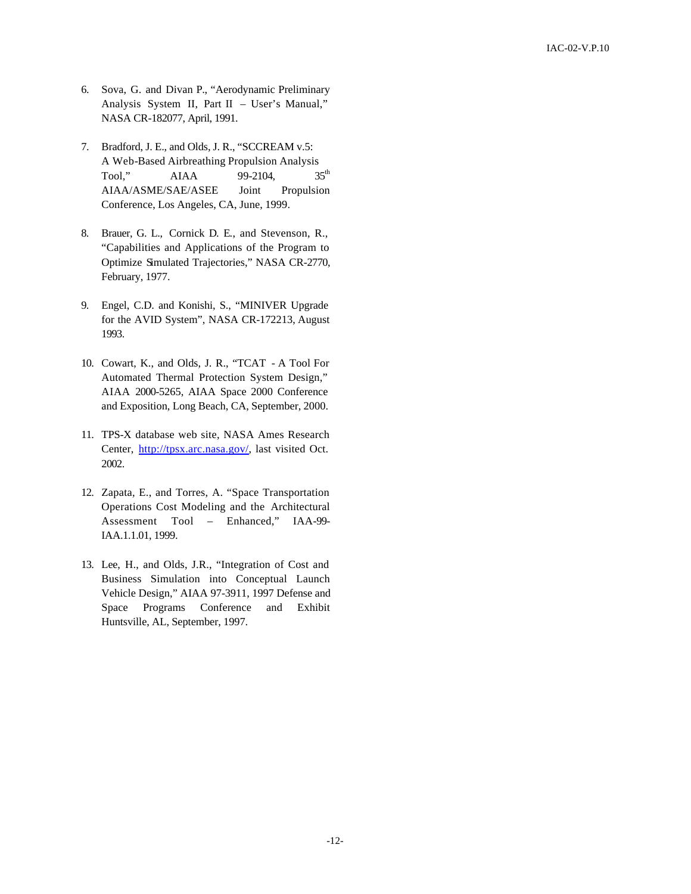6. Sova, G. and Divan P., "Aerodynamic Preliminary Analysis System II, Part II – User's Manual," NASA CR-182077, April, 1991.

7. Bradford, J. E., and Olds, J. R., "SCCREAM v.5: A Web-Based Airbreathing Propulsion Analysis Tool," AIAA 99-2104, 35th AIAA/ASME/SAE/ASEE Joint Propulsion Conference, Los Angeles, CA, June, 1999.

8. Brauer, G. L., Cornick D. E., and Stevenson, R., "Capabilities and Applications of the Program to Optimize Simulated Trajectories," NASA CR-2770, February, 1977.

9. Engel, C.D. and Konishi, S., "MINIVER Upgrade for the AVID System", NASA CR-172213, August 1993.

10. Cowart, K., and Olds, J. R., "TCAT - A Tool For Automated Thermal Protection System Design," AIAA 2000-5265, AIAA Space 2000 Conference and Exposition, Long Beach, CA, September, 2000.

11. TPS-X database web site, NASA Ames Research Center, http://tpsx.arc.nasa.gov/, last visited Oct. 2002.

12. Zapata, E., and Torres, A. "Space Transportation Operations Cost Modeling and the Architectural Assessment Tool – Enhanced," IAA-99-IAA.1.1.01, 1999.

13. Lee, H., and Olds, J.R., "Integration of Cost and Business Simulation into Conceptual Launch Vehicle Design," AIAA 97-3911, 1997 Defense and Space Programs Conference and Exhibit Huntsville, AL, September, 1997.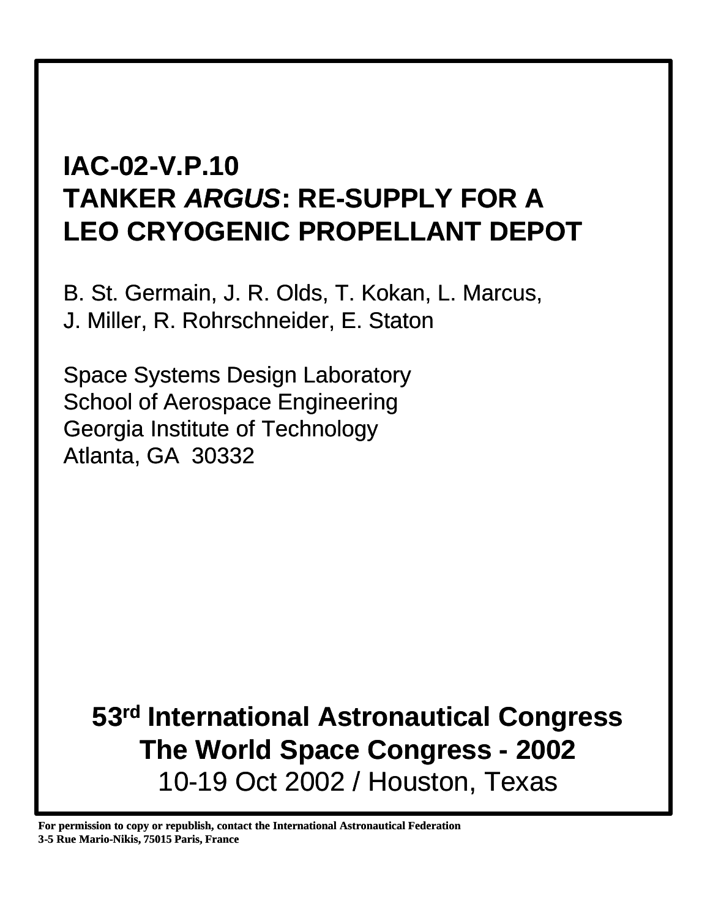# IAC-02-V.P.10
# TANKER *ARGUS*: RE-SUPPLY FOR A LEO CRYOGENIC PROPELLANT DEPOT

B. St. Germain, J. R. Olds, T. Kokan, L. Marcus,
J. Miller, R. Rohrschneider, E. Staton

Space Systems Design Laboratory
School of Aerospace Engineering
Georgia Institute of Technology
Atlanta, GA 30332

## 53rd International Astronautical Congress
## The World Space Congress - 2002
10-19 Oct 2002 / Houston, Texas

**For permission to copy or republish, contact the International Astronautical Federation**
**3-5 Rue Mario-Nikis, 75015 Paris, France**